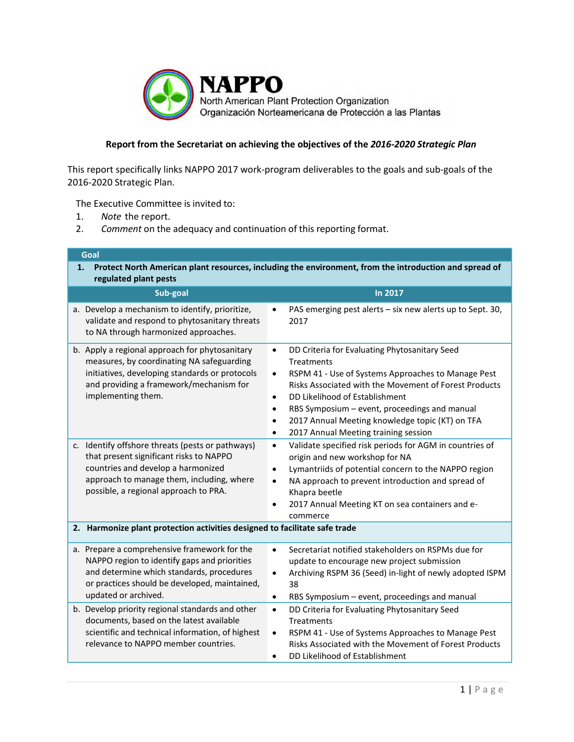**NAPPO**
North American Plant Protection Organization
Organización Norteamericana de Protección a las Plantas

## Report from the Secretariat on achieving the objectives of the *2016-2020 Strategic Plan*

This report specifically links NAPPO 2017 work-program deliverables to the goals and sub-goals of the 2016-2020 Strategic Plan.

The Executive Committee is invited to:

1. *Note* the report.
2. *Comment* on the adequacy and continuation of this reporting format.

| Sub-goal | In 2017 |
|---|---|
| **Goal 1. Protect North American plant resources, including the environment, from the introduction and spread of regulated plant pests** | |
| a. Develop a mechanism to identify, prioritize, validate and respond to phytosanitary threats to NA through harmonized approaches. | • PAS emerging pest alerts – six new alerts up to Sept. 30, 2017 |
| b. Apply a regional approach for phytosanitary measures, by coordinating NA safeguarding initiatives, developing standards or protocols and providing a framework/mechanism for implementing them. | • DD Criteria for Evaluating Phytosanitary Seed Treatments<br>• RSPM 41 - Use of Systems Approaches to Manage Pest Risks Associated with the Movement of Forest Products<br>• DD Likelihood of Establishment<br>• RBS Symposium – event, proceedings and manual<br>• 2017 Annual Meeting knowledge topic (KT) on TFA<br>• 2017 Annual Meeting training session |
| c. Identify offshore threats (pests or pathways) that present significant risks to NAPPO countries and develop a harmonized approach to manage them, including, where possible, a regional approach to PRA. | • Validate specified risk periods for AGM in countries of origin and new workshop for NA<br>• Lymantriids of potential concern to the NAPPO region<br>• NA approach to prevent introduction and spread of Khapra beetle<br>• 2017 Annual Meeting KT on sea containers and e-commerce |
| **2. Harmonize plant protection activities designed to facilitate safe trade** | |
| a. Prepare a comprehensive framework for the NAPPO region to identify gaps and priorities and determine which standards, procedures or practices should be developed, maintained, updated or archived. | • Secretariat notified stakeholders on RSPMs due for update to encourage new project submission<br>• Archiving RSPM 36 (Seed) in-light of newly adopted ISPM 38<br>• RBS Symposium – event, proceedings and manual |
| b. Develop priority regional standards and other documents, based on the latest available scientific and technical information, of highest relevance to NAPPO member countries. | • DD Criteria for Evaluating Phytosanitary Seed Treatments<br>• RSPM 41 - Use of Systems Approaches to Manage Pest Risks Associated with the Movement of Forest Products<br>• DD Likelihood of Establishment |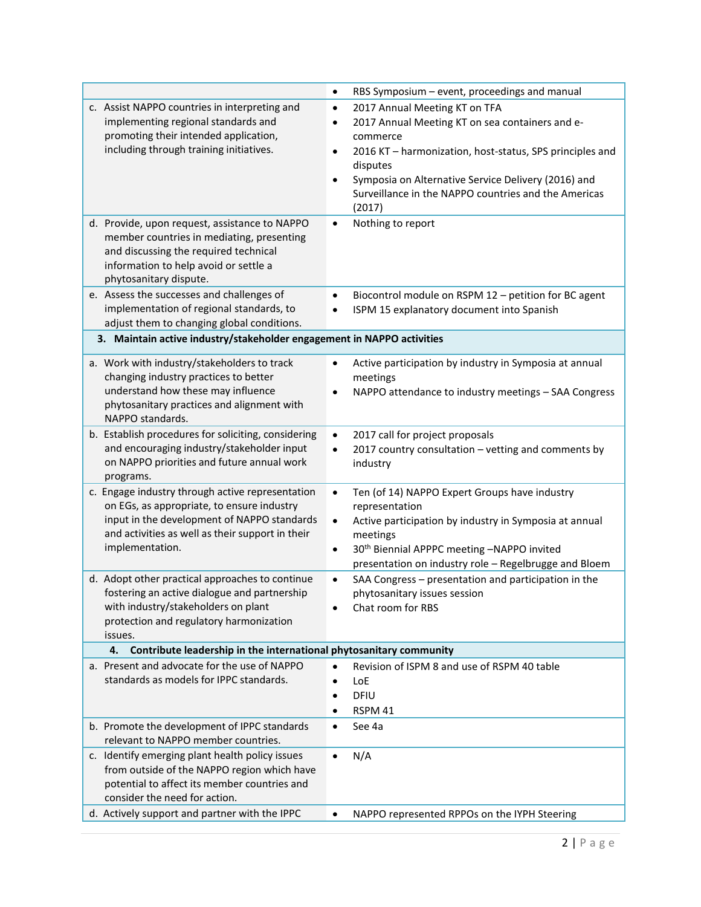| | |
|---|---|
| | • RBS Symposium – event, proceedings and manual |
| c. Assist NAPPO countries in interpreting and implementing regional standards and promoting their intended application, including through training initiatives. | • 2017 Annual Meeting KT on TFA<br>• 2017 Annual Meeting KT on sea containers and e-commerce<br>• 2016 KT – harmonization, host-status, SPS principles and disputes<br>• Symposia on Alternative Service Delivery (2016) and Surveillance in the NAPPO countries and the Americas (2017) |
| d. Provide, upon request, assistance to NAPPO member countries in mediating, presenting and discussing the required technical information to help avoid or settle a phytosanitary dispute. | • Nothing to report |
| e. Assess the successes and challenges of implementation of regional standards, to adjust them to changing global conditions. | • Biocontrol module on RSPM 12 – petition for BC agent<br>• ISPM 15 explanatory document into Spanish |
| **3. Maintain active industry/stakeholder engagement in NAPPO activities** | |
| a. Work with industry/stakeholders to track changing industry practices to better understand how these may influence phytosanitary practices and alignment with NAPPO standards. | • Active participation by industry in Symposia at annual meetings<br>• NAPPO attendance to industry meetings – SAA Congress |
| b. Establish procedures for soliciting, considering and encouraging industry/stakeholder input on NAPPO priorities and future annual work programs. | • 2017 call for project proposals<br>• 2017 country consultation – vetting and comments by industry |
| c. Engage industry through active representation on EGs, as appropriate, to ensure industry input in the development of NAPPO standards and activities as well as their support in their implementation. | • Ten (of 14) NAPPO Expert Groups have industry representation<br>• Active participation by industry in Symposia at annual meetings<br>• 30th Biennial APPPC meeting –NAPPO invited presentation on industry role – Regelbrugge and Bloem |
| d. Adopt other practical approaches to continue fostering an active dialogue and partnership with industry/stakeholders on plant protection and regulatory harmonization issues. | • SAA Congress – presentation and participation in the phytosanitary issues session<br>• Chat room for RBS |
| **4. Contribute leadership in the international phytosanitary community** | |
| a. Present and advocate for the use of NAPPO standards as models for IPPC standards. | • Revision of ISPM 8 and use of RSPM 40 table<br>• LoE<br>• DFIU<br>• RSPM 41 |
| b. Promote the development of IPPC standards relevant to NAPPO member countries. | • See 4a |
| c. Identify emerging plant health policy issues from outside of the NAPPO region which have potential to affect its member countries and consider the need for action. | • N/A |
| d. Actively support and partner with the IPPC | • NAPPO represented RPPOs on the IYPH Steering |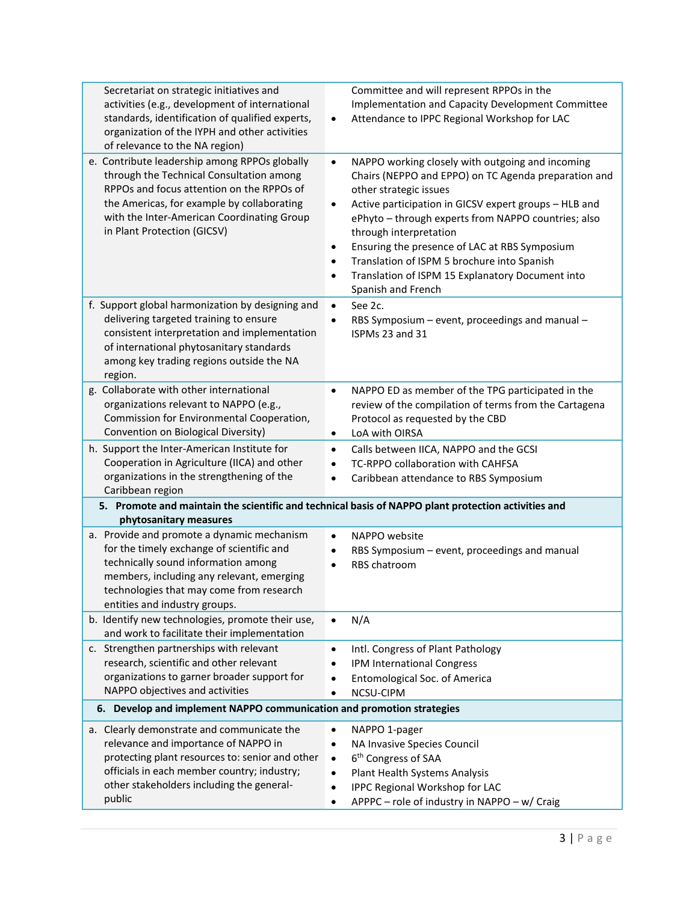| | |
|---|---|
| Secretariat on strategic initiatives and activities (e.g., development of international standards, identification of qualified experts, organization of the IYPH and other activities of relevance to the NA region) | Committee and will represent RPPOs in the Implementation and Capacity Development Committee<br>• Attendance to IPPC Regional Workshop for LAC |
| e. Contribute leadership among RPPOs globally through the Technical Consultation among RPPOs and focus attention on the RPPOs of the Americas, for example by collaborating with the Inter-American Coordinating Group in Plant Protection (GICSV) | • NAPPO working closely with outgoing and incoming Chairs (NEPPO and EPPO) on TC Agenda preparation and other strategic issues<br>• Active participation in GICSV expert groups – HLB and ePhyto – through experts from NAPPO countries; also through interpretation<br>• Ensuring the presence of LAC at RBS Symposium<br>• Translation of ISPM 5 brochure into Spanish<br>• Translation of ISPM 15 Explanatory Document into Spanish and French |
| f. Support global harmonization by designing and delivering targeted training to ensure consistent interpretation and implementation of international phytosanitary standards among key trading regions outside the NA region. | • See 2c.<br>• RBS Symposium – event, proceedings and manual – ISPMs 23 and 31 |
| g. Collaborate with other international organizations relevant to NAPPO (e.g., Commission for Environmental Cooperation, Convention on Biological Diversity) | • NAPPO ED as member of the TPG participated in the review of the compilation of terms from the Cartagena Protocol as requested by the CBD<br>• LoA with OIRSA |
| h. Support the Inter-American Institute for Cooperation in Agriculture (IICA) and other organizations in the strengthening of the Caribbean region | • Calls between IICA, NAPPO and the GCSI<br>• TC-RPPO collaboration with CAHFSA<br>• Caribbean attendance to RBS Symposium |
| **5. Promote and maintain the scientific and technical basis of NAPPO plant protection activities and phytosanitary measures** | |
| a. Provide and promote a dynamic mechanism for the timely exchange of scientific and technically sound information among members, including any relevant, emerging technologies that may come from research entities and industry groups. | • NAPPO website<br>• RBS Symposium – event, proceedings and manual<br>• RBS chatroom |
| b. Identify new technologies, promote their use, and work to facilitate their implementation | • N/A |
| c. Strengthen partnerships with relevant research, scientific and other relevant organizations to garner broader support for NAPPO objectives and activities | • Intl. Congress of Plant Pathology<br>• IPM International Congress<br>• Entomological Soc. of America<br>• NCSU-CIPM |
| **6. Develop and implement NAPPO communication and promotion strategies** | |
| a. Clearly demonstrate and communicate the relevance and importance of NAPPO in protecting plant resources to: senior and other officials in each member country; industry; other stakeholders including the general-public | • NAPPO 1-pager<br>• NA Invasive Species Council<br>• 6th Congress of SAA<br>• Plant Health Systems Analysis<br>• IPPC Regional Workshop for LAC<br>• APPPC – role of industry in NAPPO – w/ Craig |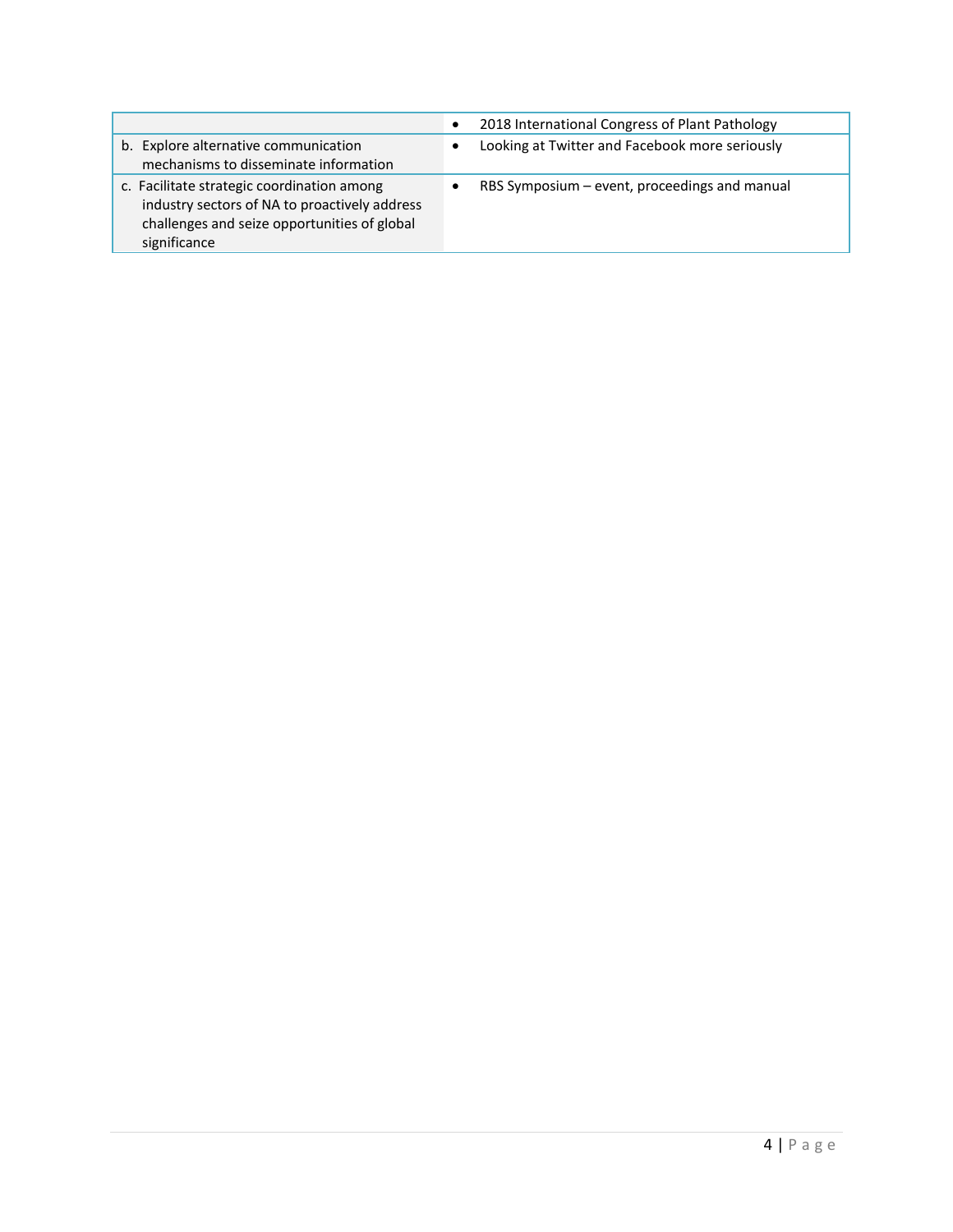| | |
|---|---|
| | • 2018 International Congress of Plant Pathology |
| b. Explore alternative communication mechanisms to disseminate information | • Looking at Twitter and Facebook more seriously |
| c. Facilitate strategic coordination among industry sectors of NA to proactively address challenges and seize opportunities of global significance | • RBS Symposium – event, proceedings and manual |